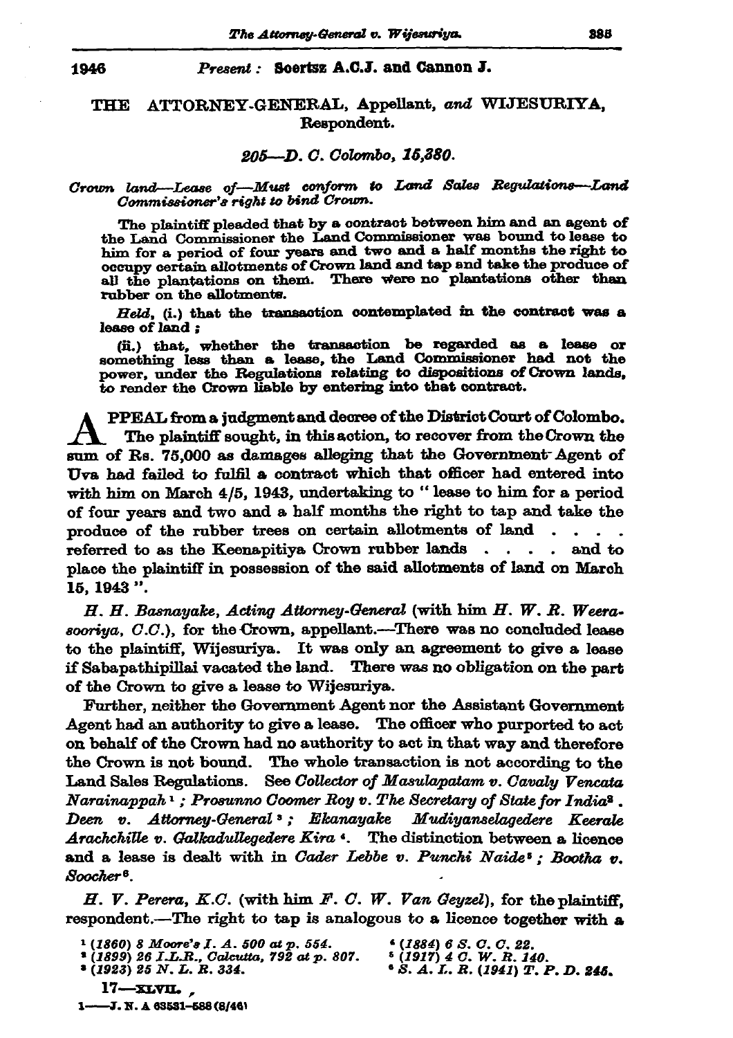1946 *Present :* **Soertsz A.C.J. and Cannon J.**

THE ATTORNEY-GENERAL, Appellant, *and* WIJESURIYA, Respondent.

*205—D. C. Colombo, 15,380.*

*Crown land—Lease of—Must conform to Land Sales Regulations—Land Commissioner's right to bind Crown.*

The plaintiff pleaded that by a contract between him and an agent of the Land Commissioner the Land Commissioner was bound to lease to him for a period of four years and two and a half months the right to occupy certain allotments of Crown land and tap and take the produce of all the plantations on them. There were no plantations other than rubber on the allotments.

*Held,* (i.) that the transaction contemplated in the contract was a lease of land ;

(ii.) that, whether the transaction be regarded as a lease or something less than a lease, the Land Commissioner had not the power, under the Regulations relating to dispositions of Crown lands, to render the Crown liable by entering into that contract.

APPEAL from a judgment and decree of the District Court of Colombo. The plaintiff sought, in this action, to recover from the Crown the sum of Rs. 75,000 as damages alleging that the Government Agent of Uva had failed to fulfil a contract which that officer had entered into with him on March 4/5, 1943, undertaking to " lease to him for a period of four years and two and a half months the right to tap and take the produce of the rubber trees on certain allotments of land . . . . referred to as the Keenapitiya Crown rubber lands . . . . and to place the plaintiff in possession of the said allotments of land on March 15, 1943 ".

*H. H. Basnayake, Acting Attorney-General* (with him *H. W. R. Weerasooriya, C.C.*), for the Crown, appellant.—There was no concluded lease to the plaintiff, Wijesuriya. It was only an agreement to give a lease if Sabapathipillai vacated the land. There was no obligation on the part of the Crown to give a lease to Wijesuriya.

Further, neither the Government Agent nor the Assistant Government Agent had an authority to give a lease. The officer who purported to act on behalf of the Crown had no authority to act in that way and therefore the Crown is not bound. The whole transaction is not according to the Land Sales Regulations. See *Collector of Masulapatam v. Cavaly Vencata Narainappah* [1] ; *Prosunno Coomer Roy v. The Secretary of State for India* [2] . *Deen v. Attorney-General* [3] ; *Ekanayake Mudiyanselagedere Keerale Arachchille v. Galkadullegedere Kira* [4]. The distinction between a licence and a lease is dealt with in *Cader Lebbe v. Punchi Naide* [5] ; *Bootha v. Soocher* [6].

*H. V. Perera, K.C.* (with him *F. C. W. Van Geyzel*), for the plaintiff, respondent.—The right to tap is analogous to a licence together with a

[1] (1860) 8 Moore's I. A. 500 at p. 554.
[2] (1899) 26 I.L.R., Calcutta, 792 at p. 807.
[3] (1923) 25 N. L. R. 334.
[4] (1884) 6 S. C. C. 22.
[5] (1917) 4 C. W. R. 140.
[6] S. A. L. R. (1941) T. P. D. 245.

17—XLVII.

1——J. N. A 63531-588 (8/46)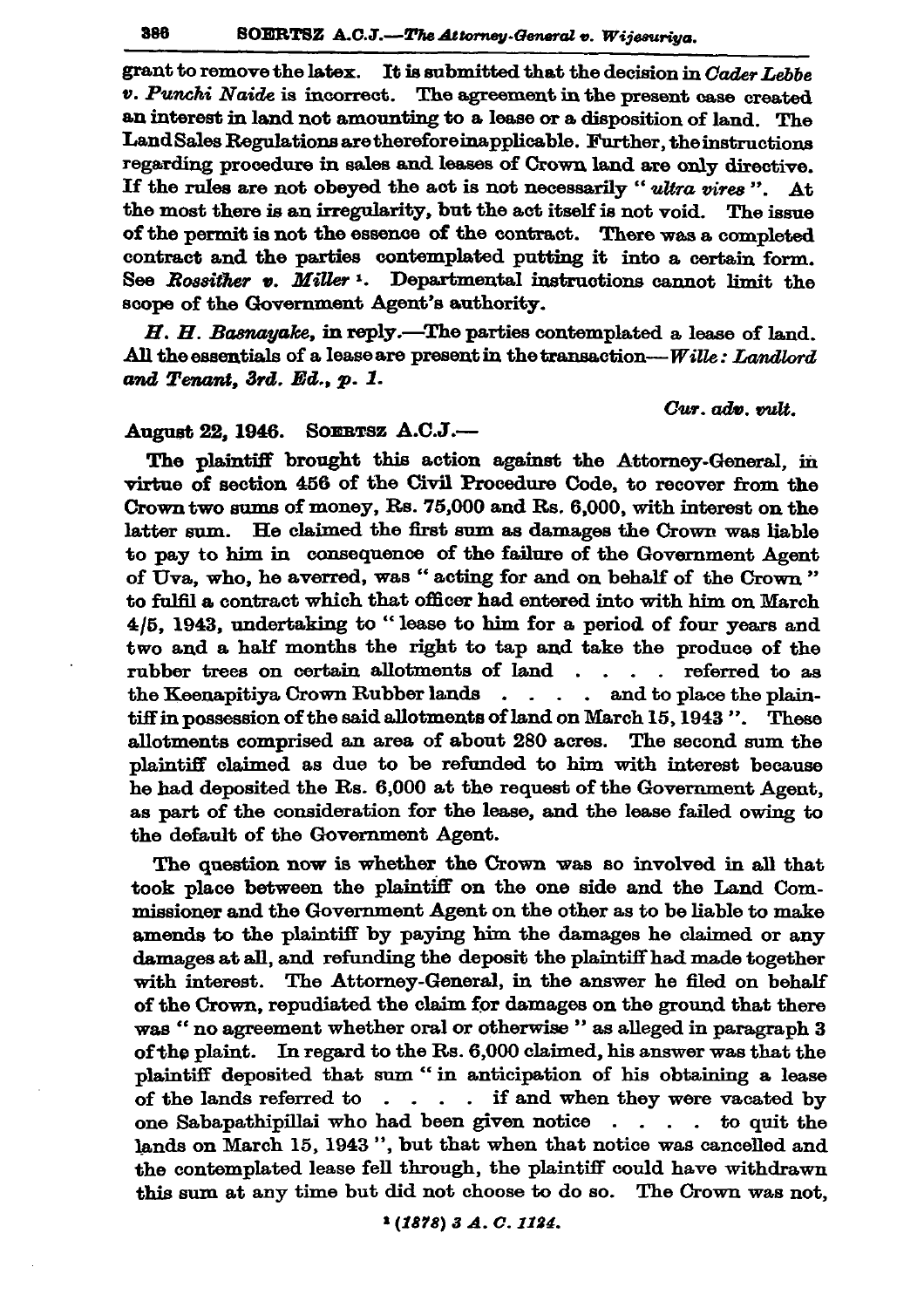grant to remove the latex. It is submitted that the decision in *Cader Lebbe v. Punchi Naide* is incorrect. The agreement in the present case created an interest in land not amounting to a lease or a disposition of land. The Land Sales Regulations are therefore inapplicable. Further, the instructions regarding procedure in sales and leases of Crown land are only directive. If the rules are not obeyed the act is not necessarily "*ultra vires*". At the most there is an irregularity, but the act itself is not void. The issue of the permit is not the essence of the contract. There was a completed contract and the parties contemplated putting it into a certain form. See *Rossither v. Miller* [1]. Departmental instructions cannot limit the scope of the Government Agent's authority.

*H. H. Basnayake*, in reply.—The parties contemplated a lease of land. All the essentials of a lease are present in the transaction—*Wille: Landlord and Tenant, 3rd. Ed., p. 1.*

*Cur. adv. vult.*

August 22, 1946. SOERTSZ A.C.J.—

The plaintiff brought this action against the Attorney-General, in virtue of section 456 of the Civil Procedure Code, to recover from the Crown two sums of money, Rs. 75,000 and Rs. 6,000, with interest on the latter sum. He claimed the first sum as damages the Crown was liable to pay to him in consequence of the failure of the Government Agent of Uva, who, he averred, was "acting for and on behalf of the Crown" to fulfil a contract which that officer had entered into with him on March 4/5, 1943, undertaking to "lease to him for a period of four years and two and a half months the right to tap and take the produce of the rubber trees on certain allotments of land . . . . referred to as the Keenapitiya Crown Rubber lands . . . . and to place the plaintiff in possession of the said allotments of land on March 15, 1943". These allotments comprised an area of about 280 acres. The second sum the plaintiff claimed as due to be refunded to him with interest because he had deposited the Rs. 6,000 at the request of the Government Agent, as part of the consideration for the lease, and the lease failed owing to the default of the Government Agent.

The question now is whether the Crown was so involved in all that took place between the plaintiff on the one side and the Land Commissioner and the Government Agent on the other as to be liable to make amends to the plaintiff by paying him the damages he claimed or any damages at all, and refunding the deposit the plaintiff had made together with interest. The Attorney-General, in the answer he filed on behalf of the Crown, repudiated the claim for damages on the ground that there was "no agreement whether oral or otherwise" as alleged in paragraph 3 of the plaint. In regard to the Rs. 6,000 claimed, his answer was that the plaintiff deposited that sum "in anticipation of his obtaining a lease of the lands referred to . . . . if and when they were vacated by one Sabapathipillai who had been given notice . . . . to quit the lands on March 15, 1943", but that when that notice was cancelled and the contemplated lease fell through, the plaintiff could have withdrawn this sum at any time but did not choose to do so. The Crown was not,

[1] (1878) 3 A. C. 1124.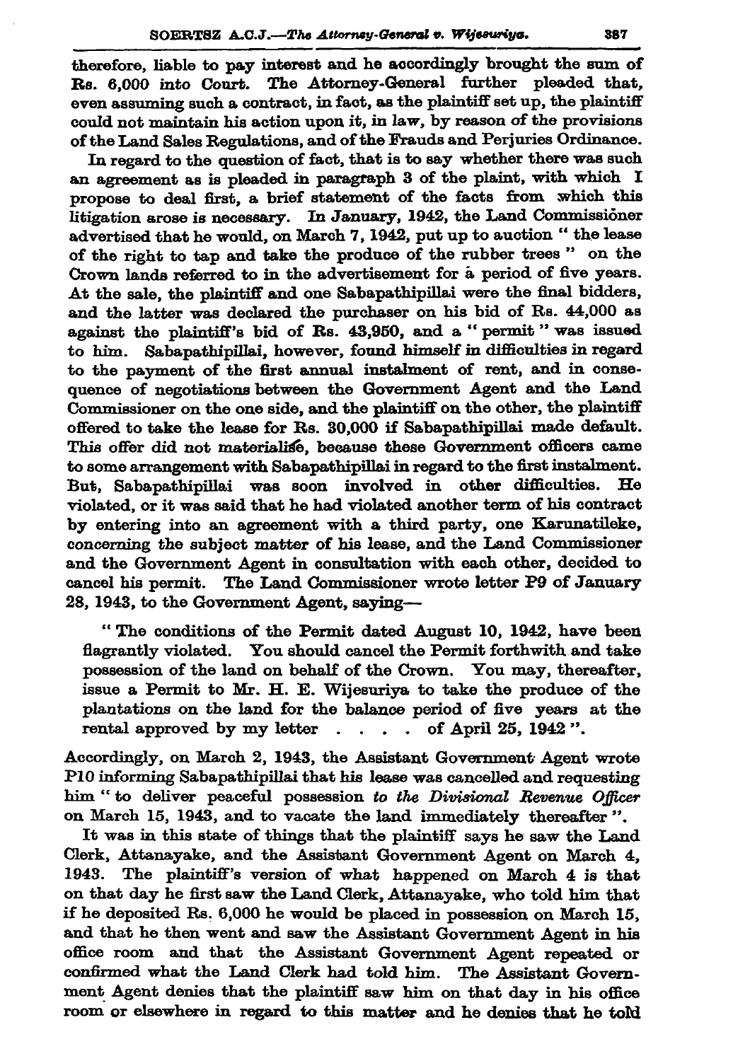therefore, liable to pay interest and he accordingly brought the sum of Rs. 6,000 *into* Court. The Attorney-General further pleaded that, even assuming such a contract, in fact, as the plaintiff set up, the plaintiff could not maintain his action upon it, in law, by reason of the provisions of the Land Sales Regulations, and of the Frauds and Perjuries Ordinance.

In regard to the question of fact, that is to say whether there was such an agreement as is pleaded in paragraph 3 of the plaint, with which I propose to deal first, a brief statement of the facts from which this litigation arose is necessary. In January, 1942, the Land Commissioner advertised that he would, on March 7, 1942, put up to auction " the lease of the right to tap and take the produce of the rubber trees " on the Crown lands referred to in the advertisement for a period of five years. At the sale, the plaintiff and one Sabapathipillai were the final bidders, and the latter was declared the purchaser on his bid of Rs. 44,000 as against the plaintiff's bid of Rs. 43,950, and a " permit " was issued to him. Sabapathipillai, however, found himself in difficulties in regard to the payment of the first annual instalment of rent, and in consequence of negotiations between the Government Agent and the Land Commissioner on the one side, and the plaintiff on the other, the plaintiff offered to take the lease for Rs. 30,000 if Sabapathipillai made default. This offer did not materialise, because these Government officers came to some arrangement with Sabapathipillai in regard to the first instalment. But, Sabapathipillai was soon involved in other difficulties. He violated, or it was said that he had violated another term of his contract by entering into an agreement with a third party, one Karunatileke, concerning the subject matter of his lease, and the Land Commissioner and the Government Agent in consultation with each other, decided to cancel his permit. The Land Commissioner wrote letter P9 of January 28, 1943, to the Government Agent, saying—

> " The conditions of the Permit dated August 10, 1942, have been flagrantly violated. You should cancel the Permit forthwith and take possession of the land on behalf of the Crown. You may, thereafter, issue a Permit to Mr. H. E. Wijesuriya to take the produce of the plantations on the land for the balance period of five years at the rental approved by my letter . . . . of April 25, 1942 ".

Accordingly, on March 2, 1943, the Assistant Government Agent wrote P10 informing Sabapathipillai that his lease was cancelled and requesting him " to deliver peaceful possession *to the Divisional Revenue Officer* on March 15, 1943, and to vacate the land immediately thereafter ".

It was in this state of things that the plaintiff says he saw the Land Clerk, Attanayake, and the Assistant Government Agent on March 4, 1943. The plaintiff's version of what happened on March 4 is that on that day he first saw the Land Clerk, Attanayake, who told him that if he deposited Rs. 6,000 he would be placed in possession on March 15, and that he then went and saw the Assistant Government Agent in his office room and that the Assistant Government Agent repeated or confirmed what the Land Clerk had told him. The Assistant Government Agent denies that the plaintiff saw him on that day in his office room or elsewhere in regard to this matter and he denies that he told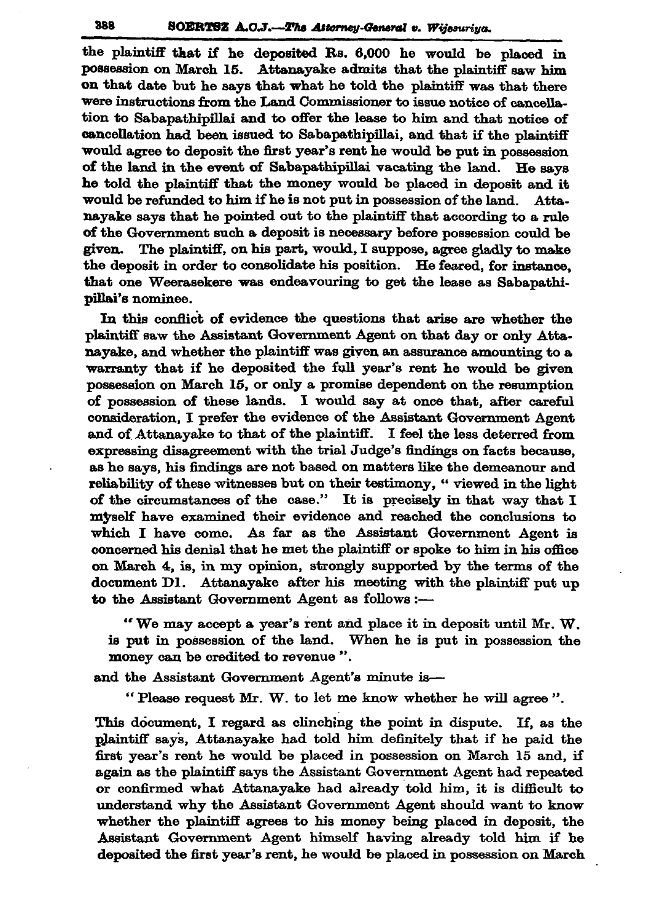the plaintiff that if he deposited Rs. 6,000 he would be placed in possession on March 15. Attanayake admits that the plaintiff saw him on that date but he says that what he told the plaintiff was that there were instructions from the Land Commissioner to issue notice of cancellation to Sabapathipillai and to offer the lease to him and that notice of cancellation had been issued to Sabapathipillai, and that if the plaintiff would agree to deposit the first year's rent he would be put in possession of the land in the event of Sabapathipillai vacating the land. He says he told the plaintiff that the money would be placed in deposit and it would be refunded to him if he is not put in possession of the land. Attanayake says that he pointed out to the plaintiff that according to a rule of the Government such a deposit is necessary before possession could be given. The plaintiff, on his part, would, I suppose, agree gladly to make the deposit in order to consolidate his position. He feared, for instance, that one Weerasekere was endeavouring to get the lease as Sabapathipillai's nominee.

In this conflict of evidence the questions that arise are whether the plaintiff saw the Assistant Government Agent on that day or only Attanayake, and whether the plaintiff was given an assurance amounting to a warranty that if he deposited the full year's rent he would be given possession on March 15, or only a promise dependent on the resumption of possession of these lands. I would say at once that, after careful consideration, I prefer the evidence of the Assistant Government Agent and of Attanayake to that of the plaintiff. I feel the less deterred from expressing disagreement with the trial Judge's findings on facts because, as he says, his findings are not based on matters like the demeanour and reliability of these witnesses but on their testimony, " viewed in the light of the circumstances of the case." It is precisely in that way that I myself have examined their evidence and reached the conclusions to which I have come. As far as the Assistant Government Agent is concerned his denial that he met the plaintiff or spoke to him in his office on March 4, is, in my opinion, strongly supported by the terms of the document D1. Attanayake after his meeting with the plaintiff put up to the Assistant Government Agent as follows :—

> " We may accept a year's rent and place it in deposit until Mr. W. is put in possession of the land. When he is put in possession the money can be credited to revenue ".

and the Assistant Government Agent's minute is—

> " Please request Mr. W. to let me know whether he will agree ".

This document, I regard as clinching the point in dispute. If, as the plaintiff says, Attanayake had told him definitely that if he paid the first year's rent he would be placed in possession on March 15 and, if again as the plaintiff says the Assistant Government Agent had repeated or confirmed what Attanayake had already told him, it is difficult to understand why the Assistant Government Agent should want to know whether the plaintiff agrees to his money being placed in deposit, the Assistant Government Agent himself having already told him if he deposited the first year's rent, he would be placed in possession on March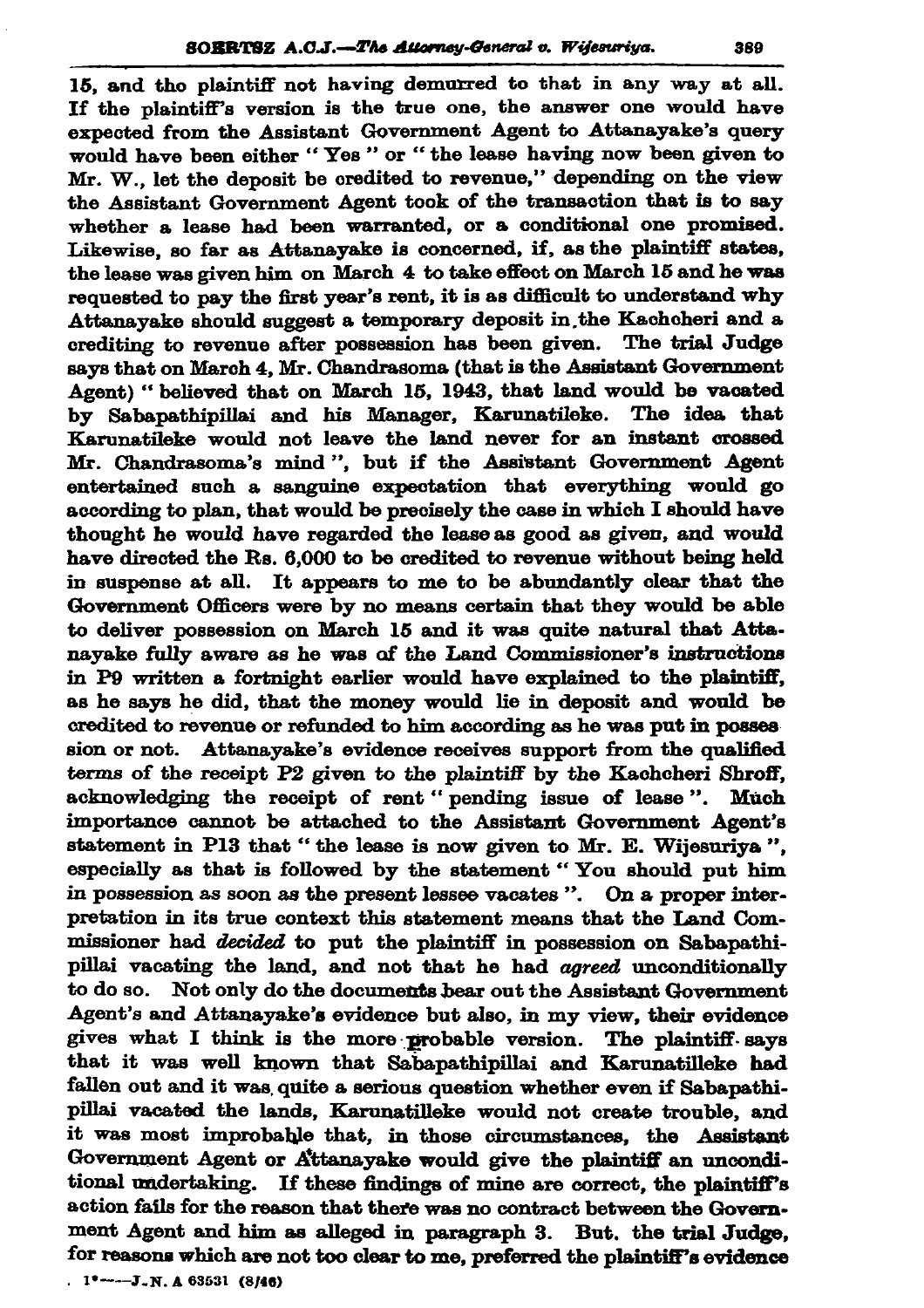15, and the plaintiff not having demurred to that in any way at all. If the plaintiff's version is the true one, the answer one would have expected from the Assistant Government Agent to Attanayake's query would have been either " Yes " or " the lease having now been given to Mr. W., let the deposit be credited to revenue," depending on the view the Assistant Government Agent took of the transaction that is to say whether a lease had been warranted, or a conditional one promised. Likewise, so far as Attanayake is concerned, if, as the plaintiff states, the lease was given him on March 4 to take effect on March 15 and he was requested to pay the first year's rent, it is as difficult to understand why Attanayake should suggest a temporary deposit in the Kachcheri and a crediting to revenue after possession has been given. The trial Judge says that on March 4, Mr. Chandrasoma (that is the Assistant Government Agent) " believed that on March 15, 1943, that land would be vacated by Sabapathipillai and his Manager, Karunatileke. The idea that Karunatileke would not leave the land never for an instant crossed Mr. Chandrasoma's mind ", but if the Assistant Government Agent entertained such a sanguine expectation that everything would go according to plan, that would be precisely the case in which I should have thought he would have regarded the lease as good as given, and would have directed the Rs. 6,000 to be credited to revenue without being held in suspense at all. It appears to me to be abundantly clear that the Government Officers were by no means certain that they would be able to deliver possession on March 15 and it was quite natural that Attanayake fully aware as he was of the Land Commissioner's *instructions* in P9 written a fortnight earlier would have explained to the plaintiff, as he says he did, that the money would lie in deposit and would be credited to revenue or refunded to him according as he was put in possession or not. Attanayake's evidence receives support from the qualified terms of the receipt P2 given to the plaintiff by the Kachcheri Shroff, acknowledging the receipt of rent " pending issue of lease ". Much importance cannot be attached to the Assistant Government Agent's statement in P13 that " the lease is now given to Mr. E. Wijesuriya ", especially as that is followed by the statement " You should put him in possession as soon as the present lessee vacates ". On a proper interpretation in its true context this statement means that the Land Commissioner had *decided* to put the plaintiff in possession on Sabapathipillai vacating the land, and not that he had *agreed* unconditionally to do so. Not only do the documents bear out the Assistant Government Agent's and Attanayake's evidence but also, in my view, their evidence gives what I think is the more probable version. The plaintiff says that it was well known that Sabapathipillai and Karunatilleke had fallen out and it was quite a serious question whether even if Sabapathipillai vacated the lands, Karunatilleke would not create trouble, and it was most improbable that, in those circumstances, the Assistant Government Agent or Attanayake would give the plaintiff an unconditional undertaking. If these findings of mine are correct, the plaintiff's action fails for the reason that there was no contract between the Government Agent and him as alleged in paragraph 3. But, the trial Judge, for reasons which are not too clear to me, preferred the plaintiff's evidence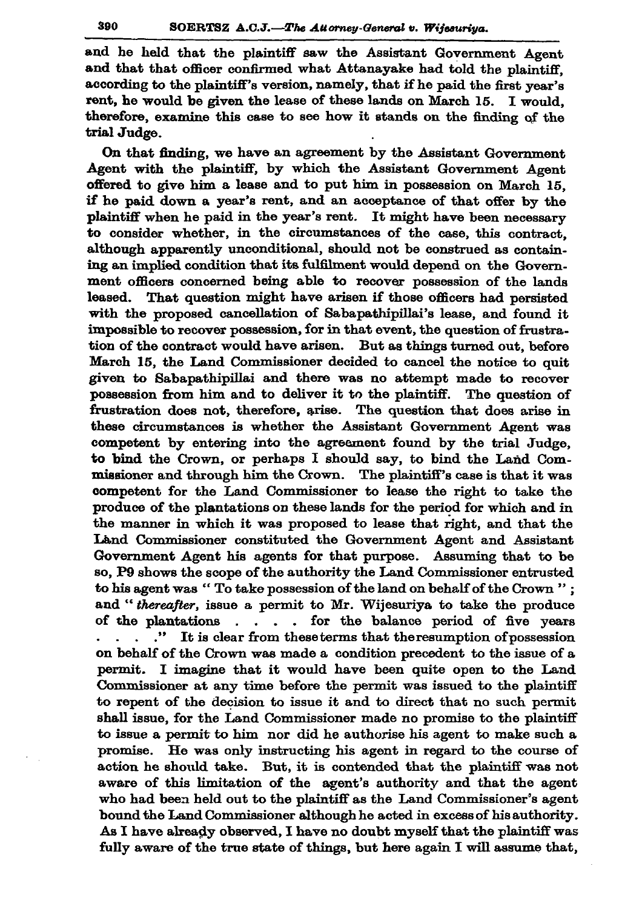and he held that the plaintiff saw the Assistant Government Agent and that that officer confirmed what Attanayake had told the plaintiff, according to the plaintiff's version, namely, that if he paid the first year's rent, he would be given the lease of these lands on March 15. I would, therefore, examine this case to see how it stands on the finding of the trial Judge.

On that finding, we have an agreement by the Assistant Government Agent with the plaintiff, by which the Assistant Government Agent offered to give him a lease and to put him in possession on March 15, if he paid down a year's rent, and an acceptance of that offer by the plaintiff when he paid in the year's rent. It might have been necessary to consider whether, in the circumstances of the case, this contract, although apparently unconditional, should not be construed as containing an implied condition that its fulfilment would depend on the Government officers concerned being able to recover possession of the lands leased. That question might have arisen if those officers had persisted with the proposed cancellation of Sabapathipillai's lease, and found it impossible to recover possession, for in that event, the question of frustration of the contract would have arisen. But as things turned out, before March 15, the Land Commissioner decided to cancel the notice to quit given to Sabapathipillai and there was no attempt made to recover possession from him and to deliver it to the plaintiff. The question of frustration does not, therefore, arise. The question that does arise in these circumstances is whether the Assistant Government Agent was competent by entering into the agreement found by the trial Judge, to bind the Crown, or perhaps I should say, to bind the Land Commissioner and through him the Crown. The plaintiff's case is that it was competent for the Land Commissioner to lease the right to take the produce of the plantations on these lands for the period for which and in the manner in which it was proposed to lease that right, and that the Land Commissioner constituted the Government Agent and Assistant Government Agent his agents for that purpose. Assuming that to be so, P9 shows the scope of the authority the Land Commissioner entrusted to his agent was " To take possession of the land on behalf of the Crown " ; and " *thereafter*, issue a permit to Mr. Wijesuriya to take the produce of the plantations . . . . for the balance period of five years . . . ." It is clear from these terms that the resumption of possession on behalf of the Crown was made a condition precedent to the issue of a permit. I imagine that it would have been quite open to the Land Commissioner at any time before the permit was issued to the plaintiff to repent of the decision to issue it and to direct that no such permit shall issue, for the Land Commissioner made no promise to the plaintiff to issue a permit to him nor did he authorise his agent to make such a promise. He was only instructing his agent in regard to the course of action he should take. But, it is contended that the plaintiff was not aware of this limitation of the agent's authority and that the agent who had been held out to the plaintiff as the Land Commissioner's agent bound the Land Commissioner although he acted in excess of his authority. As I have already observed, I have no doubt myself that the plaintiff was fully aware of the true state of things, but here again I will assume that,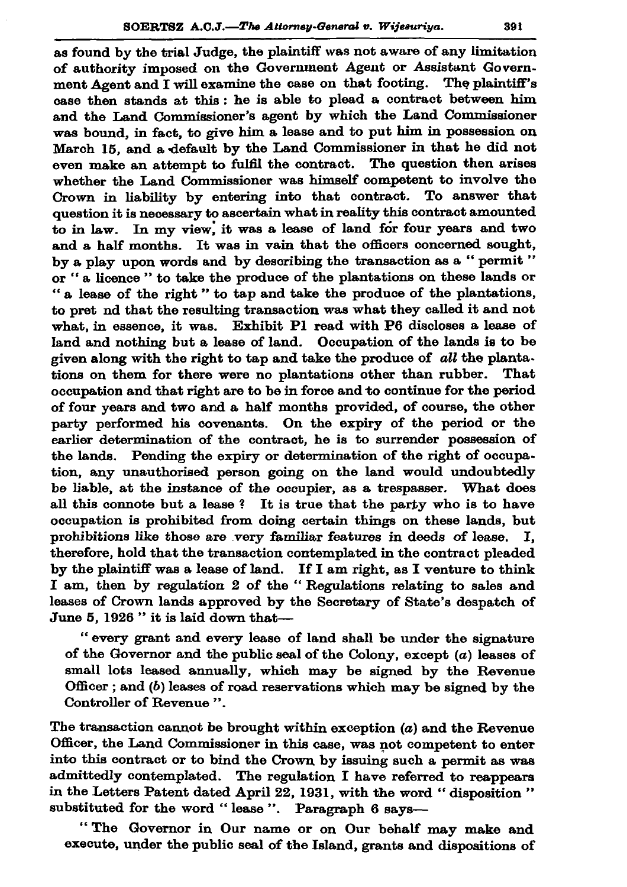as found by the trial Judge, the plaintiff was not aware of any limitation of authority imposed on the Government Agent or Assistant Government Agent and I will examine the case on that footing. The plaintiff's case then stands at this: he is able to plead a contract between him and the Land Commissioner's agent by which the Land Commissioner was bound, in fact, to give him a lease and to put him in possession on March 15, and a default by the Land Commissioner in that he did not even make an attempt to fulfil the contract. The question then arises whether the Land Commissioner was himself competent to involve the Crown in liability by entering into that contract. To answer that question it is necessary to ascertain what in reality this contract amounted to in law. In my view, it was a lease of land for four years and two and a half months. It was in vain that the officers concerned sought, by a play upon words and by describing the transaction as a " permit " or " a licence " to take the produce of the plantations on these lands or " a lease of the right " to tap and take the produce of the plantations, to pret nd that the resulting transaction was what they called it and not what, in essence, it was. Exhibit P1 read with P6 discloses a lease of land and nothing but a lease of land. Occupation of the lands is to be given along with the right to tap and take the produce of *all* the plantations on them for there were no plantations other than rubber. That occupation and that right are to be in force and to continue for the period of four years and two and a half months provided, of course, the other party performed his covenants. On the expiry of the period or the earlier determination of the contract, he is to surrender possession of the lands. Pending the expiry or determination of the right of occupation, any unauthorised person going on the land would undoubtedly be liable, at the instance of the occupier, as a trespasser. What does all this connote but a lease? It is true that the party who is to have occupation is prohibited from doing certain things on these lands, but prohibitions like those are very familiar features in deeds of lease. I, therefore, hold that the transaction contemplated in the contract pleaded by the plaintiff was a lease of land. If I am right, as I venture to think I am, then by regulation 2 of the " Regulations relating to sales and leases of Crown lands approved by the Secretary of State's despatch of June 5, 1926 " it is laid down that—

> " every grant and every lease of land shall be under the signature of the Governor and the public seal of the Colony, except (*a*) leases of small lots leased annually, which may be signed by the Revenue Officer; and (*b*) leases of road reservations which may be signed by the Controller of Revenue ".

The transaction cannot be brought within exception (*a*) and the Revenue Officer, the Land Commissioner in this case, was not competent to enter into this contract or to bind the Crown by issuing such a permit as was admittedly contemplated. The regulation I have referred to reappears in the Letters Patent dated April 22, 1931, with the word " disposition " substituted for the word " lease ". Paragraph 6 says—

> " The Governor in Our name or on Our behalf may make and execute, under the public seal of the Island, grants and dispositions of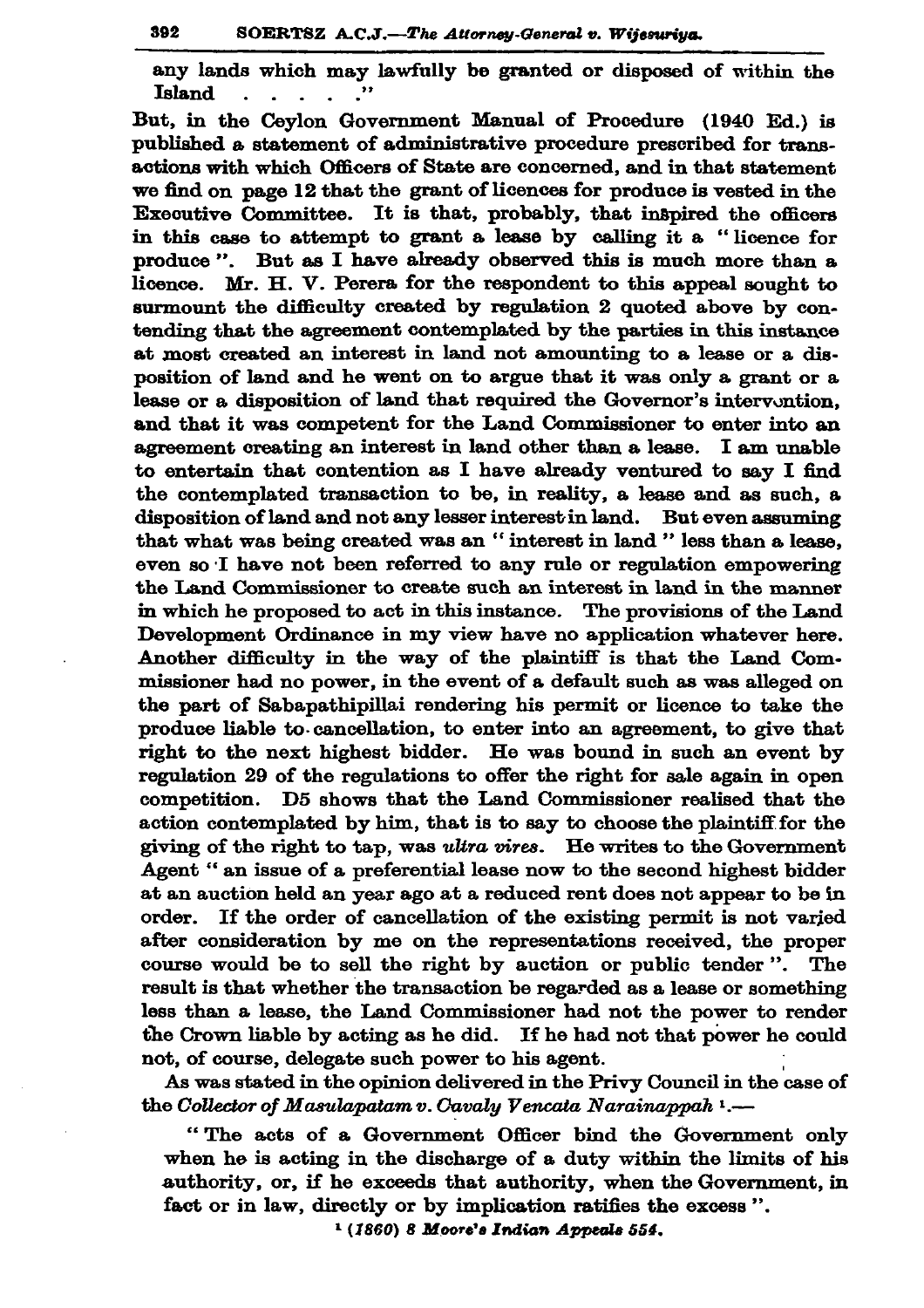any lands which may lawfully be granted or disposed of within the Island . . . . ."

But, in the Ceylon Government Manual of Procedure (1940 Ed.) is published a statement of administrative procedure prescribed for transactions with which Officers of State are concerned, and in that statement we find on page 12 that the grant of licences for produce is vested in the Executive Committee. It is that, probably, that inspired the officers in this case to attempt to grant a lease by calling it a "licence for produce". But as I have already observed this is much more than a licence. Mr. H. V. Perera for the respondent to this appeal sought to surmount the difficulty created by regulation 2 quoted above by contending that the agreement contemplated by the parties in this instance at most created an interest in land not amounting to a lease or a disposition of land and he went on to argue that it was only a grant or a lease or a disposition of land that required the Governor's intervention, and that it was competent for the Land Commissioner to enter into an agreement creating an interest in land other than a lease. I am unable to entertain that contention as I have already ventured to say I find the contemplated transaction to be, in reality, a lease and as such, a disposition of land and not any lesser interest in land. But even assuming that what was being created was an "interest in land" less than a lease, even so I have not been referred to any rule or regulation empowering the Land Commissioner to create such an interest in land in the manner in which he proposed to act in this instance. The provisions of the Land Development Ordinance in my view have no application whatever here. Another difficulty in the way of the plaintiff is that the Land Commissioner had no power, in the event of a default such as was alleged on the part of Sabapathipillai rendering his permit or licence to take the produce liable to cancellation, to enter into an agreement, to give that right to the next highest bidder. He was bound in such an event by regulation 29 of the regulations to offer the right for sale again in open competition. D5 shows that the Land Commissioner realised that the action contemplated by him, that is to say to choose the plaintiff for the giving of the right to tap, was *ultra vires*. He writes to the Government Agent "an issue of a preferential lease now to the second highest bidder at an auction held an year ago at a reduced rent does not appear to be in order. If the order of cancellation of the existing permit is not varied after consideration by me on the representations received, the proper course would be to sell the right by auction or public tender". The result is that whether the transaction be regarded as a lease or something less than a lease, the Land Commissioner had not the power to render the Crown liable by acting as he did. If he had not that power he could not, of course, delegate such power to his agent.

As was stated in the opinion delivered in the Privy Council in the case of the *Collector of Masulapatam v. Cavaly Vencata Narainappah* [1].—

> "The acts of a Government Officer bind the Government only when he is acting in the discharge of a duty within the limits of his authority, or, if he exceeds that authority, when the Government, in fact or in law, directly or by implication ratifies the excess".

[1] *(1860) 8 Moore's Indian Appeals 554.*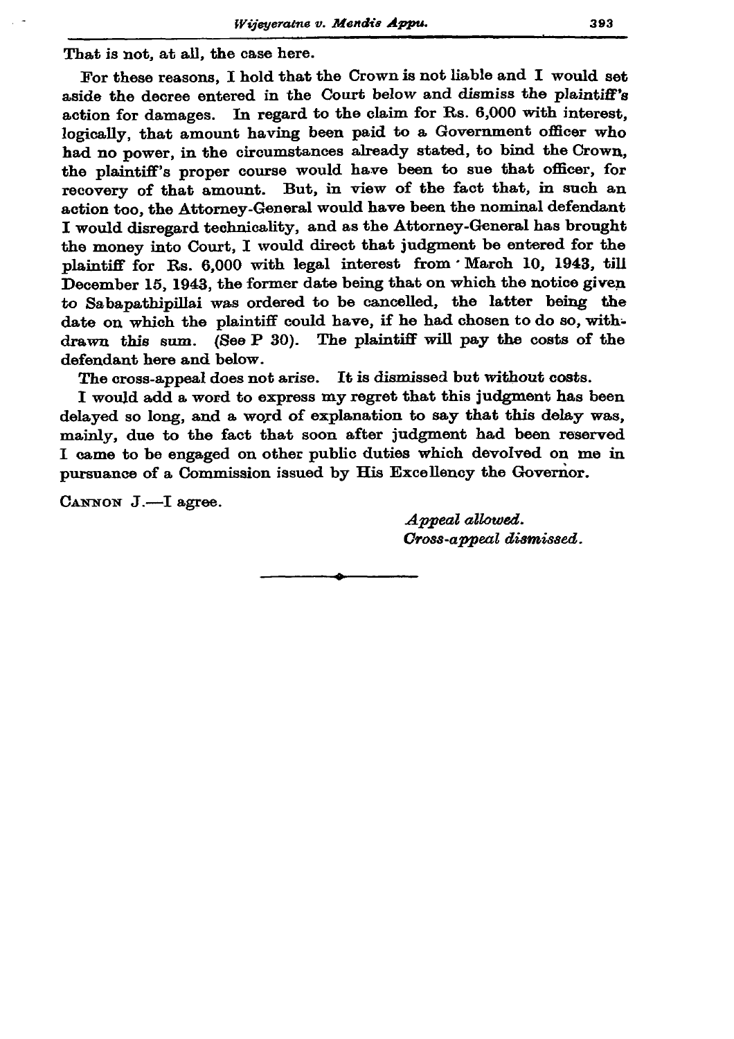That is not, at all, the case here.

For these reasons, I hold that the Crown is not liable and I would set aside the decree entered in the Court below and dismiss the plaintiff's action for damages. In regard to the claim for Rs. 6,000 with interest, logically, that amount having been paid to a Government officer who had no power, in the circumstances already stated, to bind the Crown, the plaintiff's proper course would have been to sue that officer, for recovery of that amount. But, in view of the fact that, in such an action too, the Attorney-General would have been the nominal defendant I would disregard technicality, and as the Attorney-General has brought the money into Court, I would direct that judgment be entered for the plaintiff for Rs. 6,000 with legal interest from March 10, 1943, till December 15, 1943, the former date being that on which the notice given to Sabapathipillai was ordered to be cancelled, the latter being the date on which the plaintiff could have, if he had chosen to do so, withdrawn this sum. (See P 30). The plaintiff will pay the costs of the defendant here and below.

The cross-appeal does not arise. It is dismissed but without costs.

I would add a word to express my regret that this judgment has been delayed so long, and a word of explanation to say that this delay was, mainly, due to the fact that soon after judgment had been reserved I came to be engaged on other public duties which devolved on me in pursuance of a Commission issued by His Excellency the Governor.

CANNON J.—I agree.

*Appeal allowed.*
*Cross-appeal dismissed.*